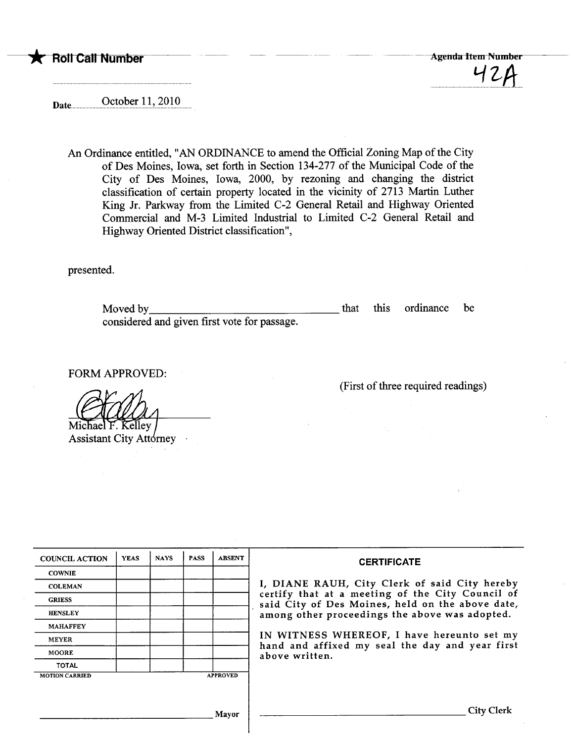★ **Roll Call Number**

**Agenda Item Number**
42A

Date October 11, 2010

An Ordinance entitled, "AN ORDINANCE to amend the Official Zoning Map of the City of Des Moines, Iowa, set forth in Section 134-277 of the Municipal Code of the City of Des Moines, Iowa, 2000, by rezoning and changing the district classification of certain property located in the vicinity of 2713 Martin Luther King Jr. Parkway from the Limited C-2 General Retail and Highway Oriented Commercial and M-3 Limited Industrial to Limited C-2 General Retail and Highway Oriented District classification",

presented.

Moved by_________________________________ that this ordinance be considered and given first vote for passage.

FORM APPROVED:

(First of three required readings)

Michael F. Kelley
Assistant City Attorney

| COUNCIL ACTION | YEAS | NAYS | PASS | ABSENT |
|---|---|---|---|---|
| COWNIE | | | | |
| COLEMAN | | | | |
| GRIESS | | | | |
| HENSLEY | | | | |
| MAHAFFEY | | | | |
| MEYER | | | | |
| MOORE | | | | |
| TOTAL | | | | |
| MOTION CARRIED | | | | APPROVED |

_________________________________ Mayor

**CERTIFICATE**

I, DIANE RAUH, City Clerk of said City hereby certify that at a meeting of the City Council of said City of Des Moines, held on the above date, among other proceedings the above was adopted.

IN WITNESS WHEREOF, I have hereunto set my hand and affixed my seal the day and year first above written.

_________________________________ City Clerk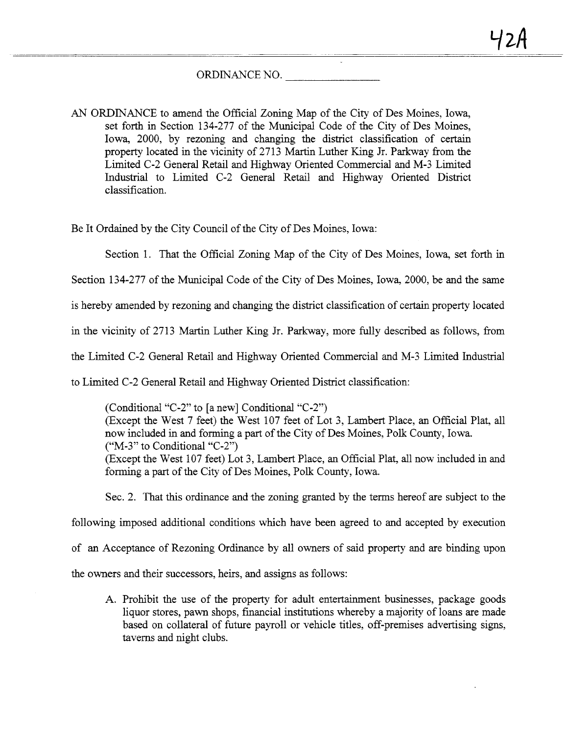ORDINANCE NO. ________________

AN ORDINANCE to amend the Official Zoning Map of the City of Des Moines, Iowa, set forth in Section 134-277 of the Municipal Code of the City of Des Moines, Iowa, 2000, by rezoning and changing the district classification of certain property located in the vicinity of 2713 Martin Luther King Jr. Parkway from the Limited C-2 General Retail and Highway Oriented Commercial and M-3 Limited Industrial to Limited C-2 General Retail and Highway Oriented District classification.

Be It Ordained by the City Council of the City of Des Moines, Iowa:

Section 1. That the Official Zoning Map of the City of Des Moines, Iowa, set forth in Section 134-277 of the Municipal Code of the City of Des Moines, Iowa, 2000, be and the same is hereby amended by rezoning and changing the district classification of certain property located in the vicinity of 2713 Martin Luther King Jr. Parkway, more fully described as follows, from the Limited C-2 General Retail and Highway Oriented Commercial and M-3 Limited Industrial to Limited C-2 General Retail and Highway Oriented District classification:

(Conditional "C-2" to [a new] Conditional "C-2")
(Except the West 7 feet) the West 107 feet of Lot 3, Lambert Place, an Official Plat, all now included in and forming a part of the City of Des Moines, Polk County, Iowa.
("M-3" to Conditional "C-2")
(Except the West 107 feet) Lot 3, Lambert Place, an Official Plat, all now included in and forming a part of the City of Des Moines, Polk County, Iowa.

Sec. 2. That this ordinance and the zoning granted by the terms hereof are subject to the following imposed additional conditions which have been agreed to and accepted by execution of an Acceptance of Rezoning Ordinance by all owners of said property and are binding upon the owners and their successors, heirs, and assigns as follows:

A. Prohibit the use of the property for adult entertainment businesses, package goods liquor stores, pawn shops, financial institutions whereby a majority of loans are made based on collateral of future payroll or vehicle titles, off-premises advertising signs, taverns and night clubs.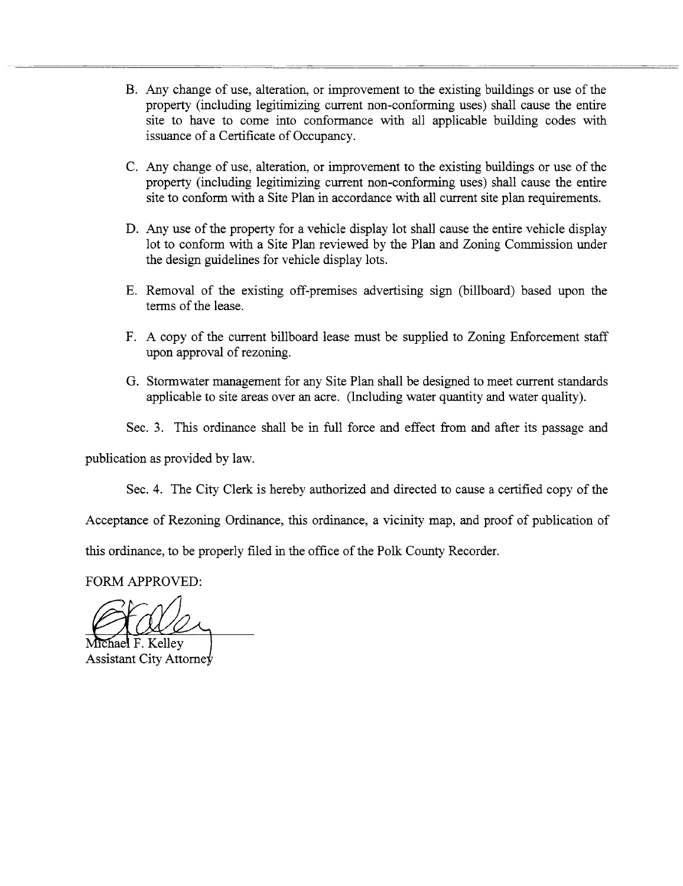B. Any change of use, alteration, or improvement to the existing buildings or use of the property (including legitimizing current non-conforming uses) shall cause the entire site to have to come into conformance with all applicable building codes with issuance of a Certificate of Occupancy.

C. Any change of use, alteration, or improvement to the existing buildings or use of the property (including legitimizing current non-conforming uses) shall cause the entire site to conform with a Site Plan in accordance with all current site plan requirements.

D. Any use of the property for a vehicle display lot shall cause the entire vehicle display lot to conform with a Site Plan reviewed by the Plan and Zoning Commission under the design guidelines for vehicle display lots.

E. Removal of the existing off-premises advertising sign (billboard) based upon the terms of the lease.

F. A copy of the current billboard lease must be supplied to Zoning Enforcement staff upon approval of rezoning.

G. Stormwater management for any Site Plan shall be designed to meet current standards applicable to site areas over an acre. (Including water quantity and water quality).

Sec. 3. This ordinance shall be in full force and effect from and after its passage and publication as provided by law.

Sec. 4. The City Clerk is hereby authorized and directed to cause a certified copy of the Acceptance of Rezoning Ordinance, this ordinance, a vicinity map, and proof of publication of this ordinance, to be properly filed in the office of the Polk County Recorder.

FORM APPROVED:

Michael F. Kelley
Assistant City Attorney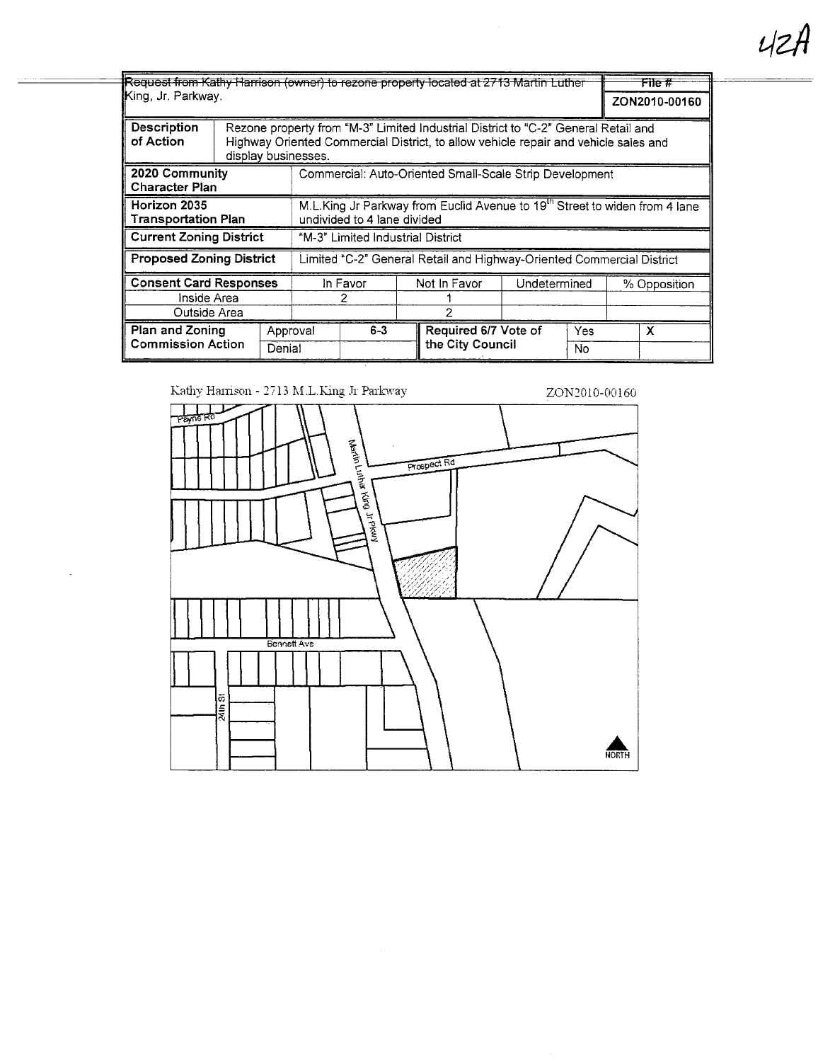| Request from Kathy Harrison (owner) to rezone property located at 2713 Martin Luther King, Jr. Parkway. | File # |
|---|---|
| | ZON2010-00160 |

| | |
|---|---|
| **Description of Action** | Rezone property from "M-3" Limited Industrial District to "C-2" General Retail and Highway Oriented Commercial District, to allow vehicle repair and vehicle sales and display businesses. |
| **2020 Community Character Plan** | Commercial: Auto-Oriented Small-Scale Strip Development |
| **Horizon 2035 Transportation Plan** | M.L.King Jr Parkway from Euclid Avenue to 19th Street to widen from 4 lane undivided to 4 lane divided |
| **Current Zoning District** | "M-3" Limited Industrial District |
| **Proposed Zoning District** | Limited "C-2" General Retail and Highway-Oriented Commercial District |

| **Consent Card Responses** | In Favor | Not In Favor | Undetermined | % Opposition |
|---|---|---|---|---|
| Inside Area | 2 | 1 | | |
| Outside Area | | 2 | | |

| **Plan and Zoning Commission Action** | | | **Required 6/7 Vote of the City Council** | | |
|---|---|---|---|---|---|
| | Approval | 6-3 | | Yes | X |
| | Denial | | | No | |

Kathy Harrison - 2713 M.L.King Jr Parkway

ZON2010-00160

Payne Rd

Martin Luther King Jr Pkwy

Prospect Rd

Bennett Ave

24th St

NORTH